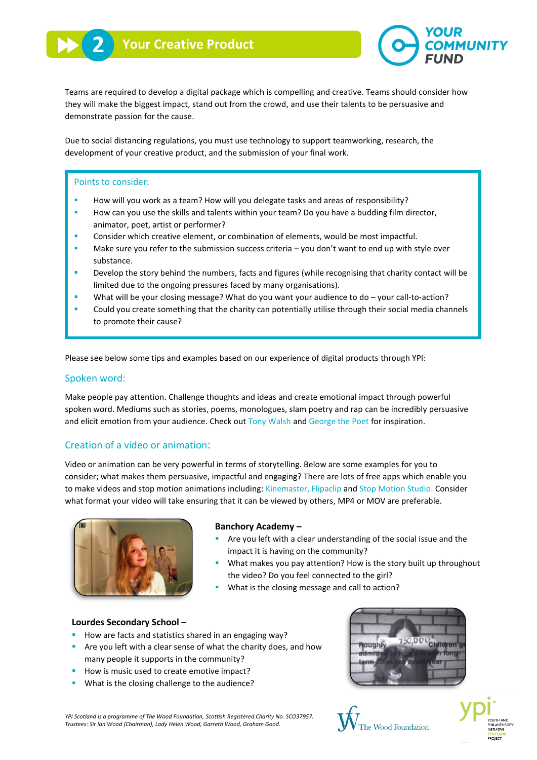# 2 Your Creative Product

Teams are required to develop a digital package which is compelling and creative. Teams should consider how they will make the biggest impact, stand out from the crowd, and use their talents to be persuasive and demonstrate passion for the cause.

Due to social distancing regulations, you must use technology to support teamworking, research, the development of your creative product, and the submission of your final work.

> **Points to consider:**
>
> - How will you work as a team? How will you delegate tasks and areas of responsibility?
> - How can you use the skills and talents within your team? Do you have a budding film director, animator, poet, artist or performer?
> - Consider which creative element, or combination of elements, would be most impactful.
> - Make sure you refer to the submission success criteria – you don't want to end up with style over substance.
> - Develop the story behind the numbers, facts and figures (while recognising that charity contact will be limited due to the ongoing pressures faced by many organisations).
> - What will be your closing message? What do you want your audience to do – your call-to-action?
> - Could you create something that the charity can potentially utilise through their social media channels to promote their cause?

Please see below some tips and examples based on our experience of digital products through YPI:

## Spoken word:

Make people pay attention. Challenge thoughts and ideas and create emotional impact through powerful spoken word. Mediums such as stories, poems, monologues, slam poetry and rap can be incredibly persuasive and elicit emotion from your audience. Check out Tony Walsh and George the Poet for inspiration.

## Creation of a video or animation:

Video or animation can be very powerful in terms of storytelling. Below are some examples for you to consider; what makes them persuasive, impactful and engaging? There are lots of free apps which enable you to make videos and stop motion animations including: Kinemaster, Flipaclip and Stop Motion Studio. Consider what format your video will take ensuring that it can be viewed by others, MP4 or MOV are preferable.

**Banchory Academy –**

- Are you left with a clear understanding of the social issue and the impact it is having on the community?
- What makes you pay attention? How is the story built up throughout the video? Do you feel connected to the girl?
- What is the closing message and call to action?

**Lourdes Secondary School** –

- How are facts and statistics shared in an engaging way?
- Are you left with a clear sense of what the charity does, and how many people it supports in the community?
- How is music used to create emotive impact?
- What is the closing challenge to the audience?

*YPI Scotland is a programme of The Wood Foundation, Scottish Registered Charity No. SCO37957. Trustees: Sir Ian Wood (Chairman), Lady Helen Wood, Garreth Wood, Graham Good.*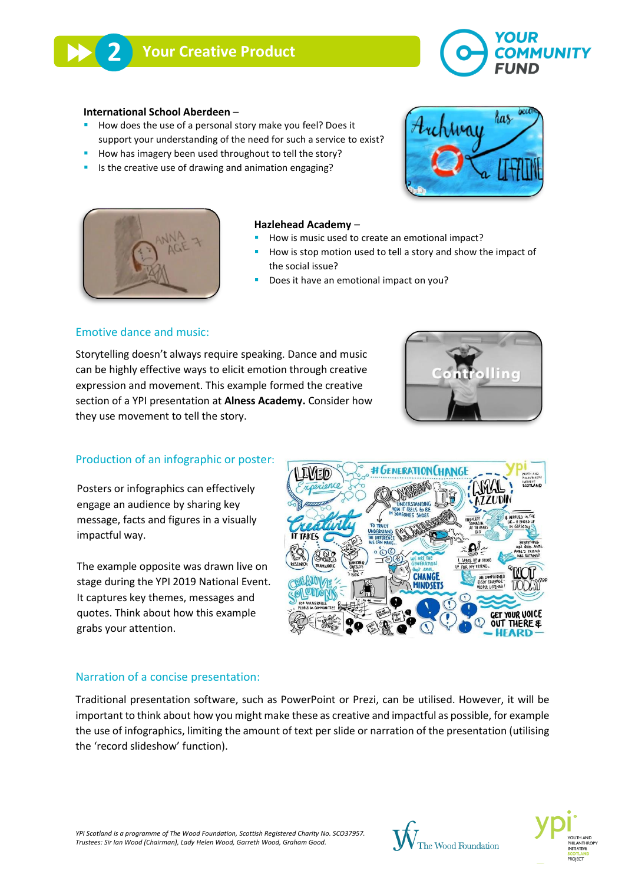## 2 Your Creative Product

**International School Aberdeen** –

- How does the use of a personal story make you feel? Does it support your understanding of the need for such a service to exist?
- How has imagery been used throughout to tell the story?
- Is the creative use of drawing and animation engaging?

**Hazlehead Academy** –

- How is music used to create an emotional impact?
- How is stop motion used to tell a story and show the impact of the social issue?
- Does it have an emotional impact on you?

### Emotive dance and music:

Storytelling doesn't always require speaking. Dance and music can be highly effective ways to elicit emotion through creative expression and movement. This example formed the creative section of a YPI presentation at **Alness Academy.** Consider how they use movement to tell the story.

### Production of an infographic or poster:

Posters or infographics can effectively engage an audience by sharing key message, facts and figures in a visually impactful way.

The example opposite was drawn live on stage during the YPI 2019 National Event. It captures key themes, messages and quotes. Think about how this example grabs your attention.

### Narration of a concise presentation:

Traditional presentation software, such as PowerPoint or Prezi, can be utilised. However, it will be important to think about how you might make these as creative and impactful as possible, for example the use of infographics, limiting the amount of text per slide or narration of the presentation (utilising the 'record slideshow' function).

*YPI Scotland is a programme of The Wood Foundation, Scottish Registered Charity No. SCO37957. Trustees: Sir Ian Wood (Chairman), Lady Helen Wood, Garreth Wood, Graham Good.*